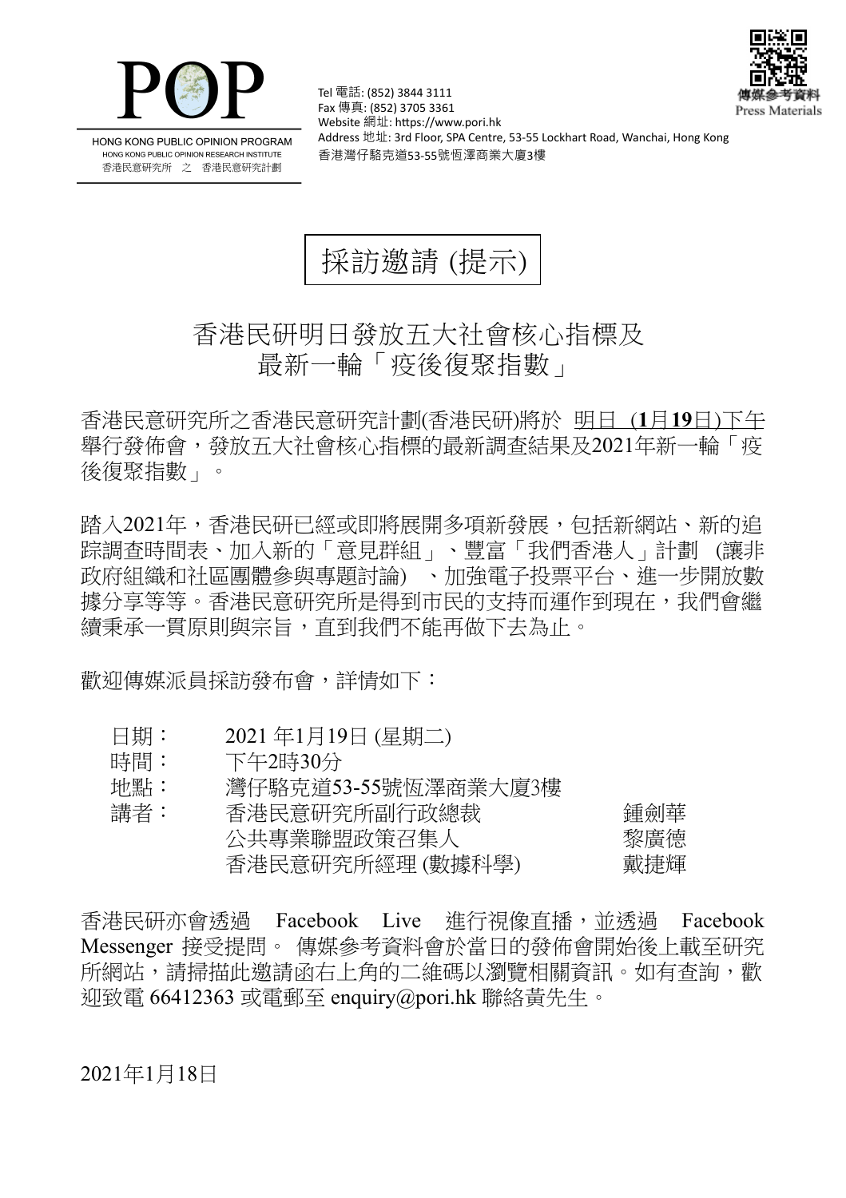POP

HONG KONG PUBLIC OPINION PROGRAM
HONG KONG PUBLIC OPINION RESEARCH INSTITUTE
香港民意研究所 之 香港民意研究計劃

Tel 電話: (852) 3844 3111
Fax 傳真: (852) 3705 3361
Website 網址: https://www.pori.hk
Address 地址: 3rd Floor, SPA Centre, 53-55 Lockhart Road, Wanchai, Hong Kong
香港灣仔駱克道53-55號恆澤商業大廈3樓

傳媒參考資料
Press Materials

# 採訪邀請 (提示)

## 香港民研明日發放五大社會核心指標及最新一輪「疫後復聚指數」

香港民意研究所之香港民意研究計劃(香港民研)將於 明日 (**1**月**19**日)下午舉行發佈會，發放五大社會核心指標的最新調查結果及2021年新一輪「疫後復聚指數」。

踏入2021年，香港民研已經或即將展開多項新發展，包括新網站、新的追蹤調查時間表、加入新的「意見群組」、豐富「我們香港人」計劃 (讓非政府組織和社區團體參與專題討論) 、加強電子投票平台、進一步開放數據分享等等。香港民意研究所是得到市民的支持而運作到現在，我們會繼續秉承一貫原則與宗旨，直到我們不能再做下去為止。

歡迎傳媒派員採訪發布會，詳情如下：

| | | |
|---|---|---|
| 日期： | 2021 年1月19日 (星期二) | |
| 時間： | 下午2時30分 | |
| 地點： | 灣仔駱克道53-55號恆澤商業大廈3樓 | |
| 講者： | 香港民意研究所副行政總裁 | 鍾劍華 |
| | 公共專業聯盟政策召集人 | 黎廣德 |
| | 香港民意研究所經理 (數據科學) | 戴捷輝 |

香港民研亦會透過 Facebook Live 進行視像直播，並透過 Facebook Messenger 接受提問。 傳媒參考資料會於當日的發佈會開始後上載至研究所網站，請掃描此邀請函右上角的二維碼以瀏覽相關資訊。如有查詢，歡迎致電 66412363 或電郵至 enquiry@pori.hk 聯絡黃先生。

2021年1月18日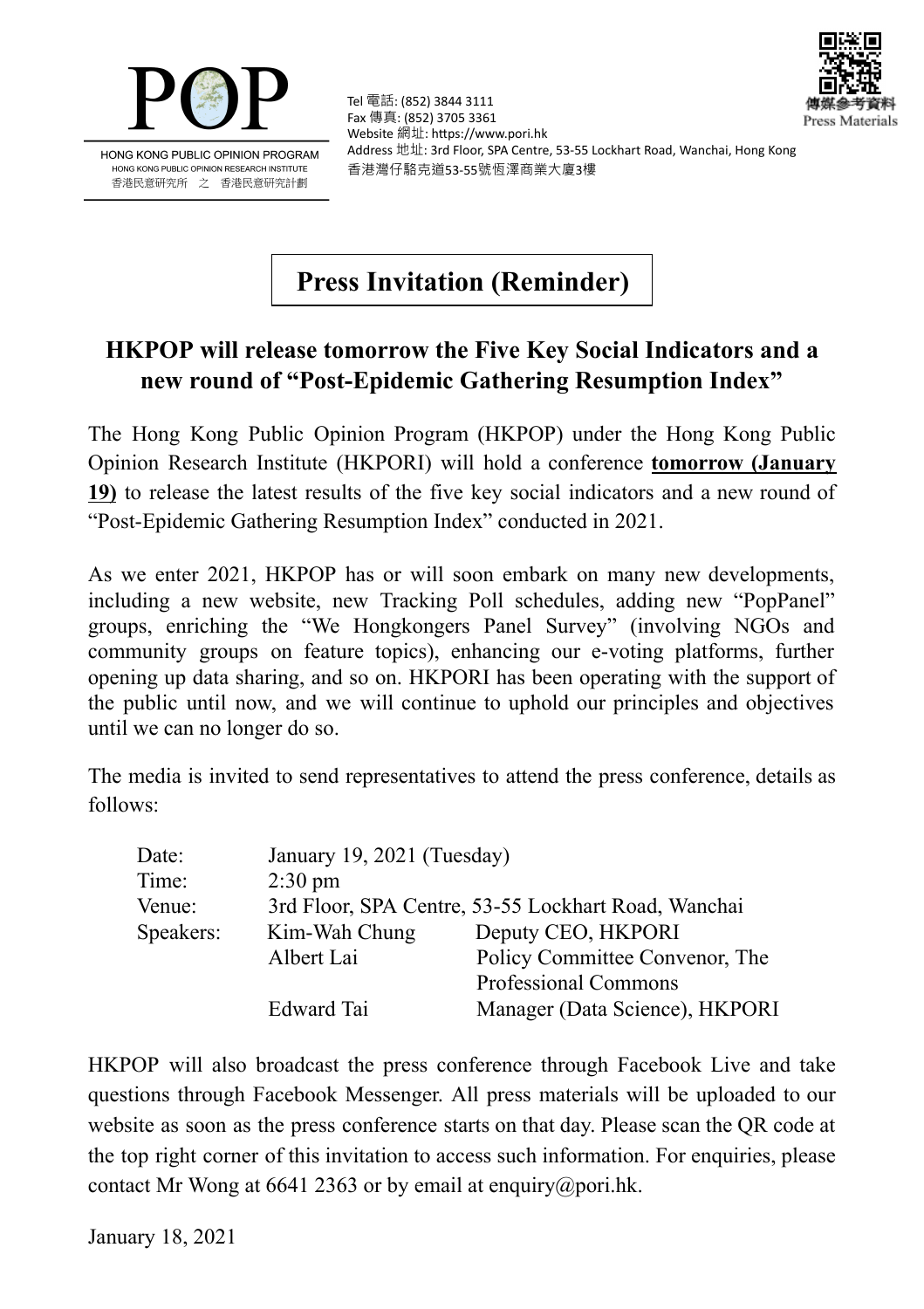POP

HONG KONG PUBLIC OPINION PROGRAM
HONG KONG PUBLIC OPINION RESEARCH INSTITUTE
香港民意研究所 之 香港民意研究計劃

Tel 電話: (852) 3844 3111
Fax 傳真: (852) 3705 3361
Website 網址: https://www.pori.hk
Address 地址: 3rd Floor, SPA Centre, 53-55 Lockhart Road, Wanchai, Hong Kong
香港灣仔駱克道53-55號恆澤商業大廈3樓

傳媒參考資料
Press Materials

# Press Invitation (Reminder)

## HKPOP will release tomorrow the Five Key Social Indicators and a new round of "Post-Epidemic Gathering Resumption Index"

The Hong Kong Public Opinion Program (HKPOP) under the Hong Kong Public Opinion Research Institute (HKPORI) will hold a conference **tomorrow (January 19)** to release the latest results of the five key social indicators and a new round of "Post-Epidemic Gathering Resumption Index" conducted in 2021.

As we enter 2021, HKPOP has or will soon embark on many new developments, including a new website, new Tracking Poll schedules, adding new "PopPanel" groups, enriching the "We Hongkongers Panel Survey" (involving NGOs and community groups on feature topics), enhancing our e-voting platforms, further opening up data sharing, and so on. HKPORI has been operating with the support of the public until now, and we will continue to uphold our principles and objectives until we can no longer do so.

The media is invited to send representatives to attend the press conference, details as follows:

| | | |
|---|---|---|
| Date: | January 19, 2021 (Tuesday) | |
| Time: | 2:30 pm | |
| Venue: | 3rd Floor, SPA Centre, 53-55 Lockhart Road, Wanchai | |
| Speakers: | Kim-Wah Chung | Deputy CEO, HKPORI |
| | Albert Lai | Policy Committee Convenor, The Professional Commons |
| | Edward Tai | Manager (Data Science), HKPORI |

HKPOP will also broadcast the press conference through Facebook Live and take questions through Facebook Messenger. All press materials will be uploaded to our website as soon as the press conference starts on that day. Please scan the QR code at the top right corner of this invitation to access such information. For enquiries, please contact Mr Wong at 6641 2363 or by email at enquiry@pori.hk.

January 18, 2021